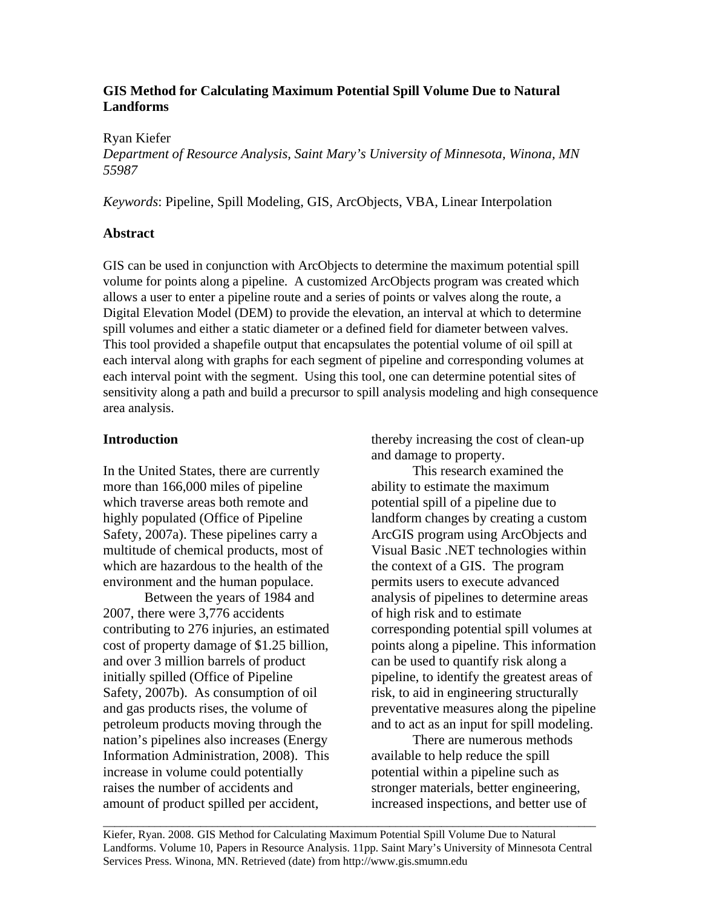# GIS Method for Calculating Maximum Potential Spill Volume Due to Natural Landforms

Ryan Kiefer

*Department of Resource Analysis, Saint Mary's University of Minnesota, Winona, MN 55987*

*Keywords*: Pipeline, Spill Modeling, GIS, ArcObjects, VBA, Linear Interpolation

## Abstract

GIS can be used in conjunction with ArcObjects to determine the maximum potential spill volume for points along a pipeline. A customized ArcObjects program was created which allows a user to enter a pipeline route and a series of points or valves along the route, a Digital Elevation Model (DEM) to provide the elevation, an interval at which to determine spill volumes and either a static diameter or a defined field for diameter between valves. This tool provided a shapefile output that encapsulates the potential volume of oil spill at each interval along with graphs for each segment of pipeline and corresponding volumes at each interval point with the segment. Using this tool, one can determine potential sites of sensitivity along a path and build a precursor to spill analysis modeling and high consequence area analysis.

## Introduction

In the United States, there are currently more than 166,000 miles of pipeline which traverse areas both remote and highly populated (Office of Pipeline Safety, 2007a). These pipelines carry a multitude of chemical products, most of which are hazardous to the health of the environment and the human populace.

Between the years of 1984 and 2007, there were 3,776 accidents contributing to 276 injuries, an estimated cost of property damage of $1.25 billion, and over 3 million barrels of product initially spilled (Office of Pipeline Safety, 2007b). As consumption of oil and gas products rises, the volume of petroleum products moving through the nation's pipelines also increases (Energy Information Administration, 2008). This increase in volume could potentially raises the number of accidents and amount of product spilled per accident, thereby increasing the cost of clean-up and damage to property.

This research examined the ability to estimate the maximum potential spill of a pipeline due to landform changes by creating a custom ArcGIS program using ArcObjects and Visual Basic .NET technologies within the context of a GIS. The program permits users to execute advanced analysis of pipelines to determine areas of high risk and to estimate corresponding potential spill volumes at points along a pipeline. This information can be used to quantify risk along a pipeline, to identify the greatest areas of risk, to aid in engineering structurally preventative measures along the pipeline and to act as an input for spill modeling.

There are numerous methods available to help reduce the spill potential within a pipeline such as stronger materials, better engineering, increased inspections, and better use of

---

Kiefer, Ryan. 2008. GIS Method for Calculating Maximum Potential Spill Volume Due to Natural Landforms. Volume 10, Papers in Resource Analysis. 11pp. Saint Mary's University of Minnesota Central Services Press. Winona, MN. Retrieved (date) from http://www.gis.smumn.edu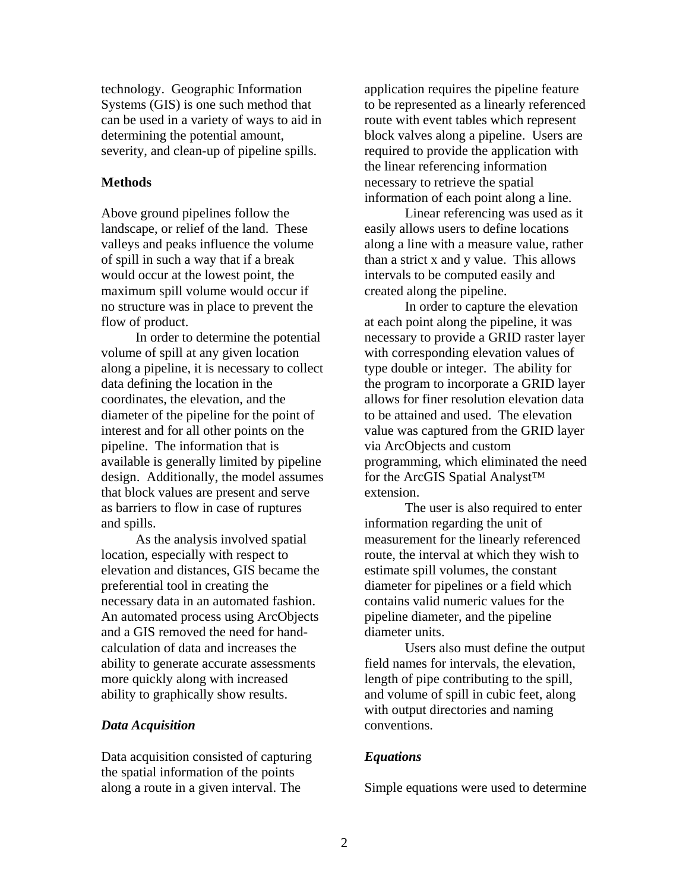technology. Geographic Information Systems (GIS) is one such method that can be used in a variety of ways to aid in determining the potential amount, severity, and clean-up of pipeline spills.

## Methods

Above ground pipelines follow the landscape, or relief of the land. These valleys and peaks influence the volume of spill in such a way that if a break would occur at the lowest point, the maximum spill volume would occur if no structure was in place to prevent the flow of product.

In order to determine the potential volume of spill at any given location along a pipeline, it is necessary to collect data defining the location in the coordinates, the elevation, and the diameter of the pipeline for the point of interest and for all other points on the pipeline. The information that is available is generally limited by pipeline design. Additionally, the model assumes that block values are present and serve as barriers to flow in case of ruptures and spills.

As the analysis involved spatial location, especially with respect to elevation and distances, GIS became the preferential tool in creating the necessary data in an automated fashion. An automated process using ArcObjects and a GIS removed the need for hand-calculation of data and increases the ability to generate accurate assessments more quickly along with increased ability to graphically show results.

### *Data Acquisition*

Data acquisition consisted of capturing the spatial information of the points along a route in a given interval. The application requires the pipeline feature to be represented as a linearly referenced route with event tables which represent block valves along a pipeline. Users are required to provide the application with the linear referencing information necessary to retrieve the spatial information of each point along a line.

Linear referencing was used as it easily allows users to define locations along a line with a measure value, rather than a strict x and y value. This allows intervals to be computed easily and created along the pipeline.

In order to capture the elevation at each point along the pipeline, it was necessary to provide a GRID raster layer with corresponding elevation values of type double or integer. The ability for the program to incorporate a GRID layer allows for finer resolution elevation data to be attained and used. The elevation value was captured from the GRID layer via ArcObjects and custom programming, which eliminated the need for the ArcGIS Spatial Analyst™ extension.

The user is also required to enter information regarding the unit of measurement for the linearly referenced route, the interval at which they wish to estimate spill volumes, the constant diameter for pipelines or a field which contains valid numeric values for the pipeline diameter, and the pipeline diameter units.

Users also must define the output field names for intervals, the elevation, length of pipe contributing to the spill, and volume of spill in cubic feet, along with output directories and naming conventions.

### *Equations*

Simple equations were used to determine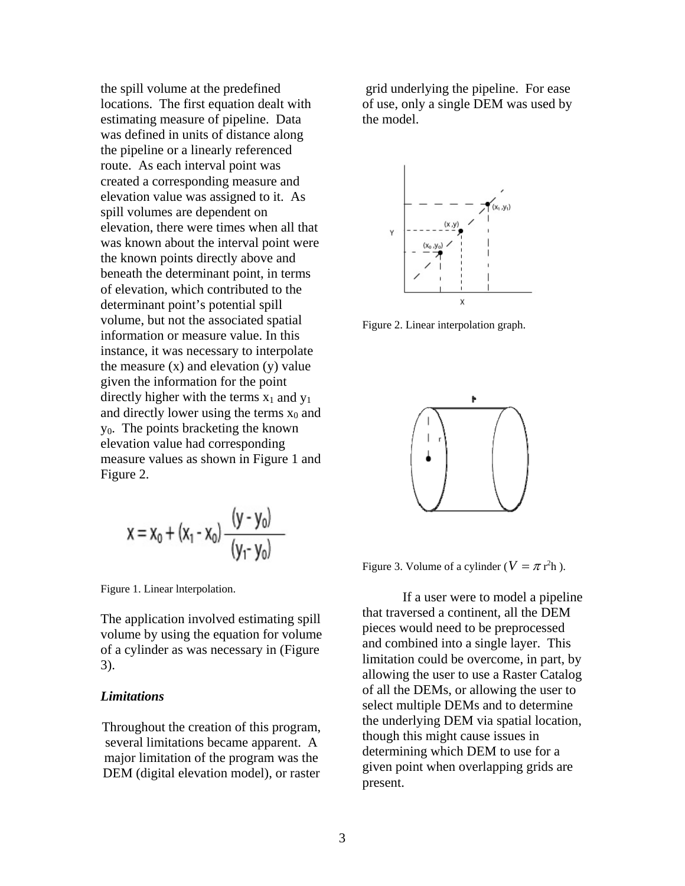the spill volume at the predefined locations. The first equation dealt with estimating measure of pipeline. Data was defined in units of distance along the pipeline or a linearly referenced route. As each interval point was created a corresponding measure and elevation value was assigned to it. As spill volumes are dependent on elevation, there were times when all that was known about the interval point were the known points directly above and beneath the determinant point, in terms of elevation, which contributed to the determinant point's potential spill volume, but not the associated spatial information or measure value. In this instance, it was necessary to interpolate the measure (x) and elevation (y) value given the information for the point directly higher with the terms $x_1$ and $y_1$ and directly lower using the terms $x_0$ and $y_0$. The points bracketing the known elevation value had corresponding measure values as shown in Figure 1 and Figure 2.

$$x = x_0 + (x_1 - x_0)\frac{(y - y_0)}{(y_1 - y_0)}$$

Figure 1. Linear lnterpolation.

The application involved estimating spill volume by using the equation for volume of a cylinder as was necessary in (Figure 3).

### *Limitations*

Throughout the creation of this program, several limitations became apparent. A major limitation of the program was the DEM (digital elevation model), or raster grid underlying the pipeline. For ease of use, only a single DEM was used by the model.

Figure 2. Linear interpolation graph.

Figure 3. Volume of a cylinder ($V = \pi r^2 h$ ).

If a user were to model a pipeline that traversed a continent, all the DEM pieces would need to be preprocessed and combined into a single layer. This limitation could be overcome, in part, by allowing the user to use a Raster Catalog of all the DEMs, or allowing the user to select multiple DEMs and to determine the underlying DEM via spatial location, though this might cause issues in determining which DEM to use for a given point when overlapping grids are present.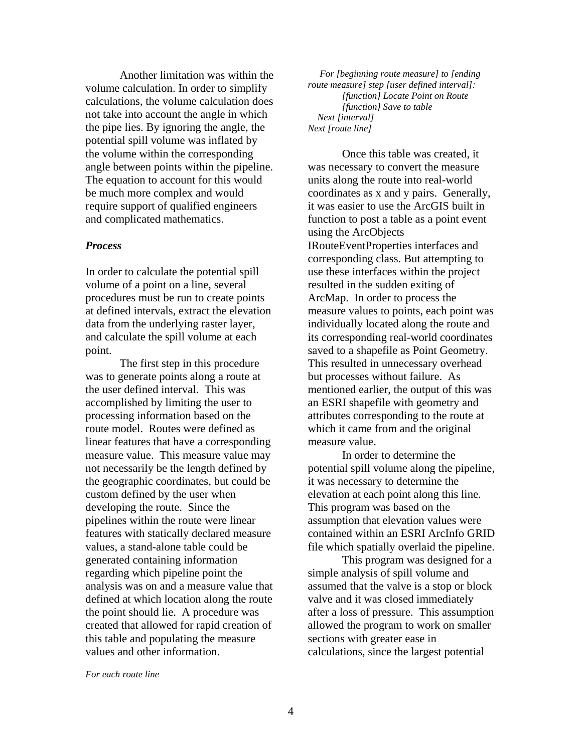Another limitation was within the volume calculation. In order to simplify calculations, the volume calculation does not take into account the angle in which the pipe lies. By ignoring the angle, the potential spill volume was inflated by the volume within the corresponding angle between points within the pipeline. The equation to account for this would be much more complex and would require support of qualified engineers and complicated mathematics.

### *Process*

In order to calculate the potential spill volume of a point on a line, several procedures must be run to create points at defined intervals, extract the elevation data from the underlying raster layer, and calculate the spill volume at each point.

The first step in this procedure was to generate points along a route at the user defined interval. This was accomplished by limiting the user to processing information based on the route model. Routes were defined as linear features that have a corresponding measure value. This measure value may not necessarily be the length defined by the geographic coordinates, but could be custom defined by the user when developing the route. Since the pipelines within the route were linear features with statically declared measure values, a stand-alone table could be generated containing information regarding which pipeline point the analysis was on and a measure value that defined at which location along the route the point should lie. A procedure was created that allowed for rapid creation of this table and populating the measure values and other information.

```
For each route line
   For [beginning route measure] to [ending route measure] step [user defined interval]:
        {function} Locate Point on Route
        {function} Save to table
   Next [interval]
Next [route line]
```

Once this table was created, it was necessary to convert the measure units along the route into real-world coordinates as x and y pairs. Generally, it was easier to use the ArcGIS built in function to post a table as a point event using the ArcObjects IRouteEventProperties interfaces and corresponding class. But attempting to use these interfaces within the project resulted in the sudden exiting of ArcMap. In order to process the measure values to points, each point was individually located along the route and its corresponding real-world coordinates saved to a shapefile as Point Geometry. This resulted in unnecessary overhead but processes without failure. As mentioned earlier, the output of this was an ESRI shapefile with geometry and attributes corresponding to the route at which it came from and the original measure value.

In order to determine the potential spill volume along the pipeline, it was necessary to determine the elevation at each point along this line. This program was based on the assumption that elevation values were contained within an ESRI ArcInfo GRID file which spatially overlaid the pipeline.

This program was designed for a simple analysis of spill volume and assumed that the valve is a stop or block valve and it was closed immediately after a loss of pressure. This assumption allowed the program to work on smaller sections with greater ease in calculations, since the largest potential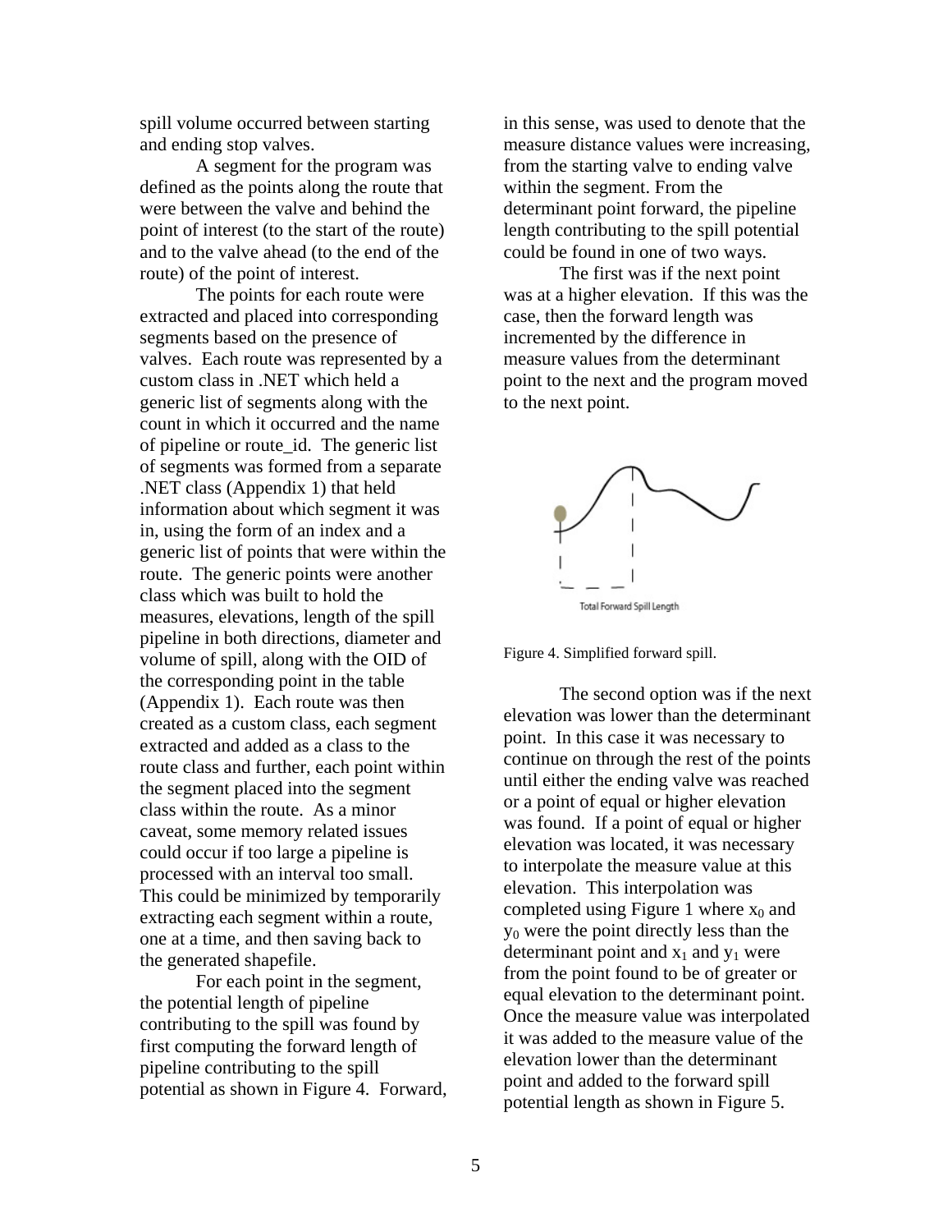spill volume occurred between starting and ending stop valves.

A segment for the program was defined as the points along the route that were between the valve and behind the point of interest (to the start of the route) and to the valve ahead (to the end of the route) of the point of interest.

The points for each route were extracted and placed into corresponding segments based on the presence of valves. Each route was represented by a custom class in .NET which held a generic list of segments along with the count in which it occurred and the name of pipeline or route_id. The generic list of segments was formed from a separate .NET class (Appendix 1) that held information about which segment it was in, using the form of an index and a generic list of points that were within the route. The generic points were another class which was built to hold the measures, elevations, length of the spill pipeline in both directions, diameter and volume of spill, along with the OID of the corresponding point in the table (Appendix 1). Each route was then created as a custom class, each segment extracted and added as a class to the route class and further, each point within the segment placed into the segment class within the route. As a minor caveat, some memory related issues could occur if too large a pipeline is processed with an interval too small. This could be minimized by temporarily extracting each segment within a route, one at a time, and then saving back to the generated shapefile.

For each point in the segment, the potential length of pipeline contributing to the spill was found by first computing the forward length of pipeline contributing to the spill potential as shown in Figure 4. Forward, in this sense, was used to denote that the measure distance values were increasing, from the starting valve to ending valve within the segment. From the determinant point forward, the pipeline length contributing to the spill potential could be found in one of two ways.

The first was if the next point was at a higher elevation. If this was the case, then the forward length was incremented by the difference in measure values from the determinant point to the next and the program moved to the next point.

Total Forward Spill Length

Figure 4. Simplified forward spill.

The second option was if the next elevation was lower than the determinant point. In this case it was necessary to continue on through the rest of the points until either the ending valve was reached or a point of equal or higher elevation was found. If a point of equal or higher elevation was located, it was necessary to interpolate the measure value at this elevation. This interpolation was completed using Figure 1 where $x_0$ and $y_0$ were the point directly less than the determinant point and $x_1$ and $y_1$ were from the point found to be of greater or equal elevation to the determinant point. Once the measure value was interpolated it was added to the measure value of the elevation lower than the determinant point and added to the forward spill potential length as shown in Figure 5.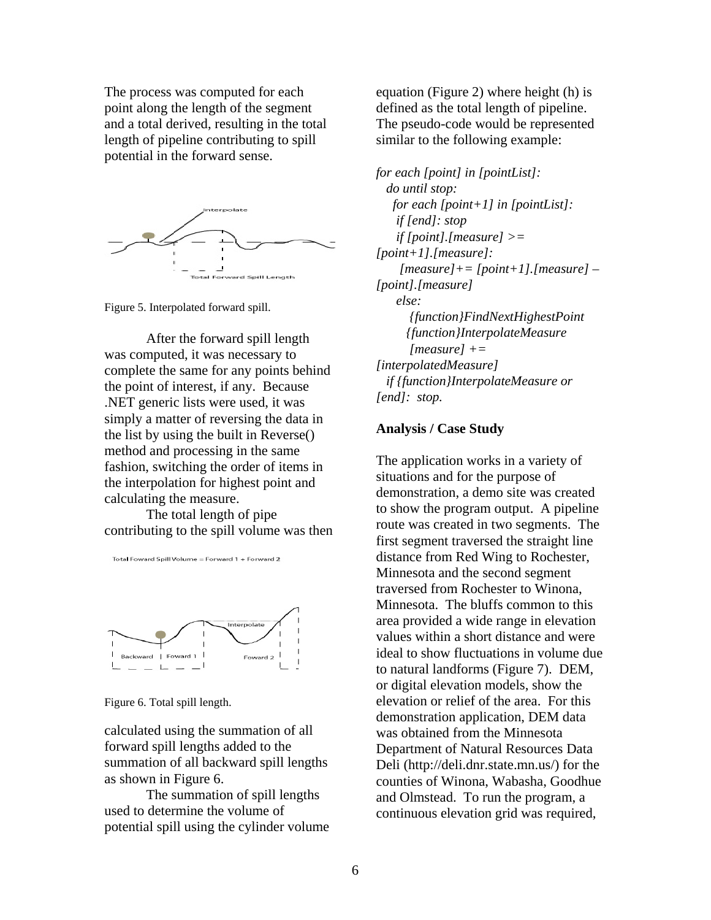The process was computed for each point along the length of the segment and a total derived, resulting in the total length of pipeline contributing to spill potential in the forward sense.

Figure 5. Interpolated forward spill.

After the forward spill length was computed, it was necessary to complete the same for any points behind the point of interest, if any. Because .NET generic lists were used, it was simply a matter of reversing the data in the list by using the built in Reverse() method and processing in the same fashion, switching the order of items in the interpolation for highest point and calculating the measure.

The total length of pipe contributing to the spill volume was then calculated using the summation of all forward spill lengths added to the summation of all backward spill lengths as shown in Figure 6.

Figure 6. Total spill length.

The summation of spill lengths used to determine the volume of potential spill using the cylinder volume equation (Figure 2) where height (h) is defined as the total length of pipeline. The pseudo-code would be represented similar to the following example:

```
for each [point] in [pointList]:
  do until stop:
    for each [point+1] in [pointList]:
     if [end]: stop
     if [point].[measure] >= [point+1].[measure]:
      [measure]+= [point+1].[measure] – [point].[measure]
     else:
       {function}FindNextHighestPoint
       {function}InterpolateMeasure
       [measure] += [interpolatedMeasure]
  if {function}InterpolateMeasure or [end]: stop.
```

## Analysis / Case Study

The application works in a variety of situations and for the purpose of demonstration, a demo site was created to show the program output. A pipeline route was created in two segments. The first segment traversed the straight line distance from Red Wing to Rochester, Minnesota and the second segment traversed from Rochester to Winona, Minnesota. The bluffs common to this area provided a wide range in elevation values within a short distance and were ideal to show fluctuations in volume due to natural landforms (Figure 7). DEM, or digital elevation models, show the elevation or relief of the area. For this demonstration application, DEM data was obtained from the Minnesota Department of Natural Resources Data Deli (http://deli.dnr.state.mn.us/) for the counties of Winona, Wabasha, Goodhue and Olmstead. To run the program, a continuous elevation grid was required,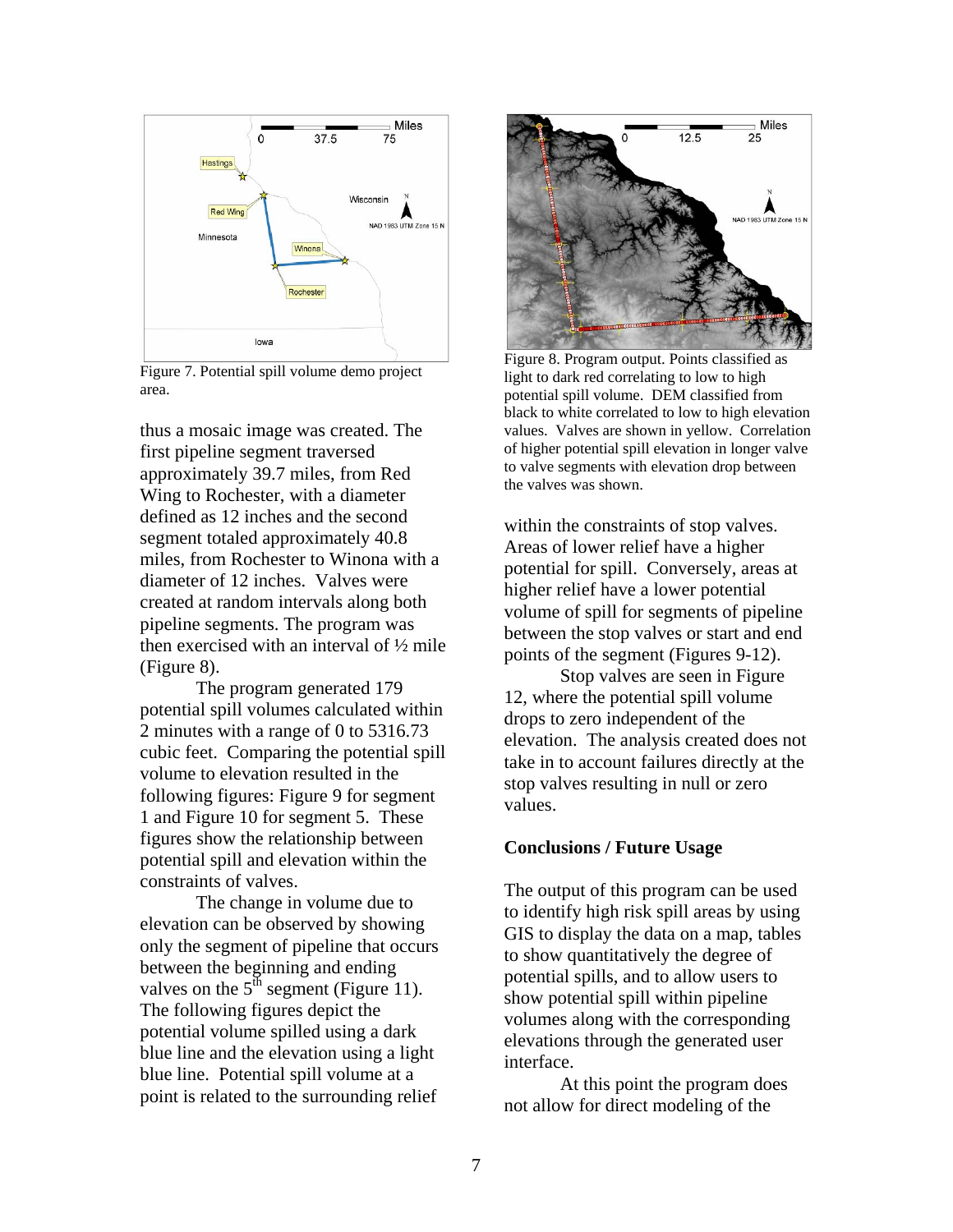Figure 7. Potential spill volume demo project area.

thus a mosaic image was created. The first pipeline segment traversed approximately 39.7 miles, from Red Wing to Rochester, with a diameter defined as 12 inches and the second segment totaled approximately 40.8 miles, from Rochester to Winona with a diameter of 12 inches. Valves were created at random intervals along both pipeline segments. The program was then exercised with an interval of ½ mile (Figure 8).

The program generated 179 potential spill volumes calculated within 2 minutes with a range of 0 to 5316.73 cubic feet. Comparing the potential spill volume to elevation resulted in the following figures: Figure 9 for segment 1 and Figure 10 for segment 5. These figures show the relationship between potential spill and elevation within the constraints of valves.

The change in volume due to elevation can be observed by showing only the segment of pipeline that occurs between the beginning and ending valves on the 5th segment (Figure 11). The following figures depict the potential volume spilled using a dark blue line and the elevation using a light blue line. Potential spill volume at a point is related to the surrounding relief within the constraints of stop valves. Areas of lower relief have a higher potential for spill. Conversely, areas at higher relief have a lower potential volume of spill for segments of pipeline between the stop valves or start and end points of the segment (Figures 9-12).

Figure 8. Program output. Points classified as light to dark red correlating to low to high potential spill volume. DEM classified from black to white correlated to low to high elevation values. Valves are shown in yellow. Correlation of higher potential spill elevation in longer valve to valve segments with elevation drop between the valves was shown.

Stop valves are seen in Figure 12, where the potential spill volume drops to zero independent of the elevation. The analysis created does not take in to account failures directly at the stop valves resulting in null or zero values.

**Conclusions / Future Usage**

The output of this program can be used to identify high risk spill areas by using GIS to display the data on a map, tables to show quantitatively the degree of potential spills, and to allow users to show potential spill within pipeline volumes along with the corresponding elevations through the generated user interface.

At this point the program does not allow for direct modeling of the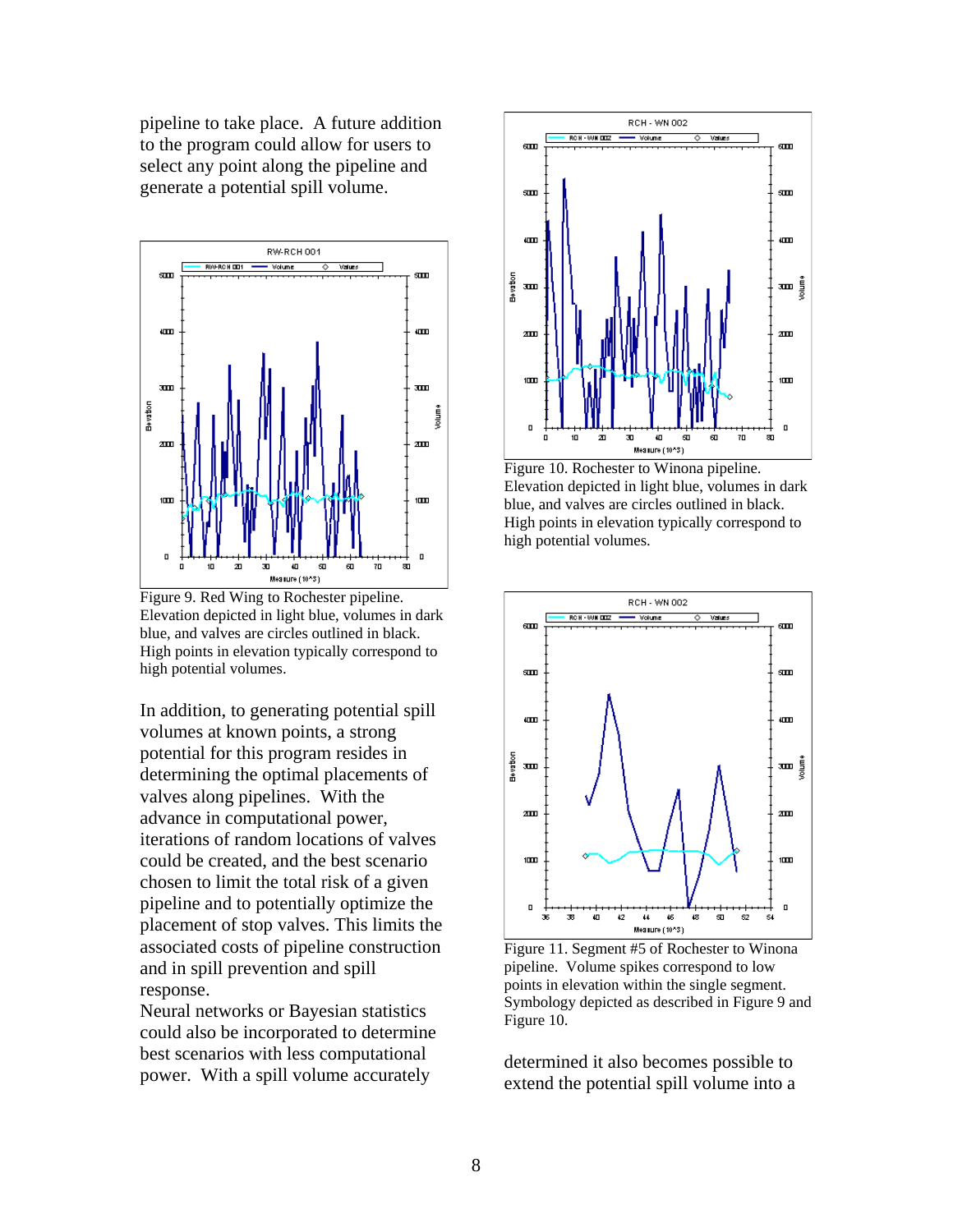pipeline to take place. A future addition to the program could allow for users to select any point along the pipeline and generate a potential spill volume.

Figure 9. Red Wing to Rochester pipeline. Elevation depicted in light blue, volumes in dark blue, and valves are circles outlined in black. High points in elevation typically correspond to high potential volumes.

In addition, to generating potential spill volumes at known points, a strong potential for this program resides in determining the optimal placements of valves along pipelines. With the advance in computational power, iterations of random locations of valves could be created, and the best scenario chosen to limit the total risk of a given pipeline and to potentially optimize the placement of stop valves. This limits the associated costs of pipeline construction and in spill prevention and spill response.

Neural networks or Bayesian statistics could also be incorporated to determine best scenarios with less computational power. With a spill volume accurately determined it also becomes possible to extend the potential spill volume into a

Figure 10. Rochester to Winona pipeline. Elevation depicted in light blue, volumes in dark blue, and valves are circles outlined in black. High points in elevation typically correspond to high potential volumes.

Figure 11. Segment #5 of Rochester to Winona pipeline. Volume spikes correspond to low points in elevation within the single segment. Symbology depicted as described in Figure 9 and Figure 10.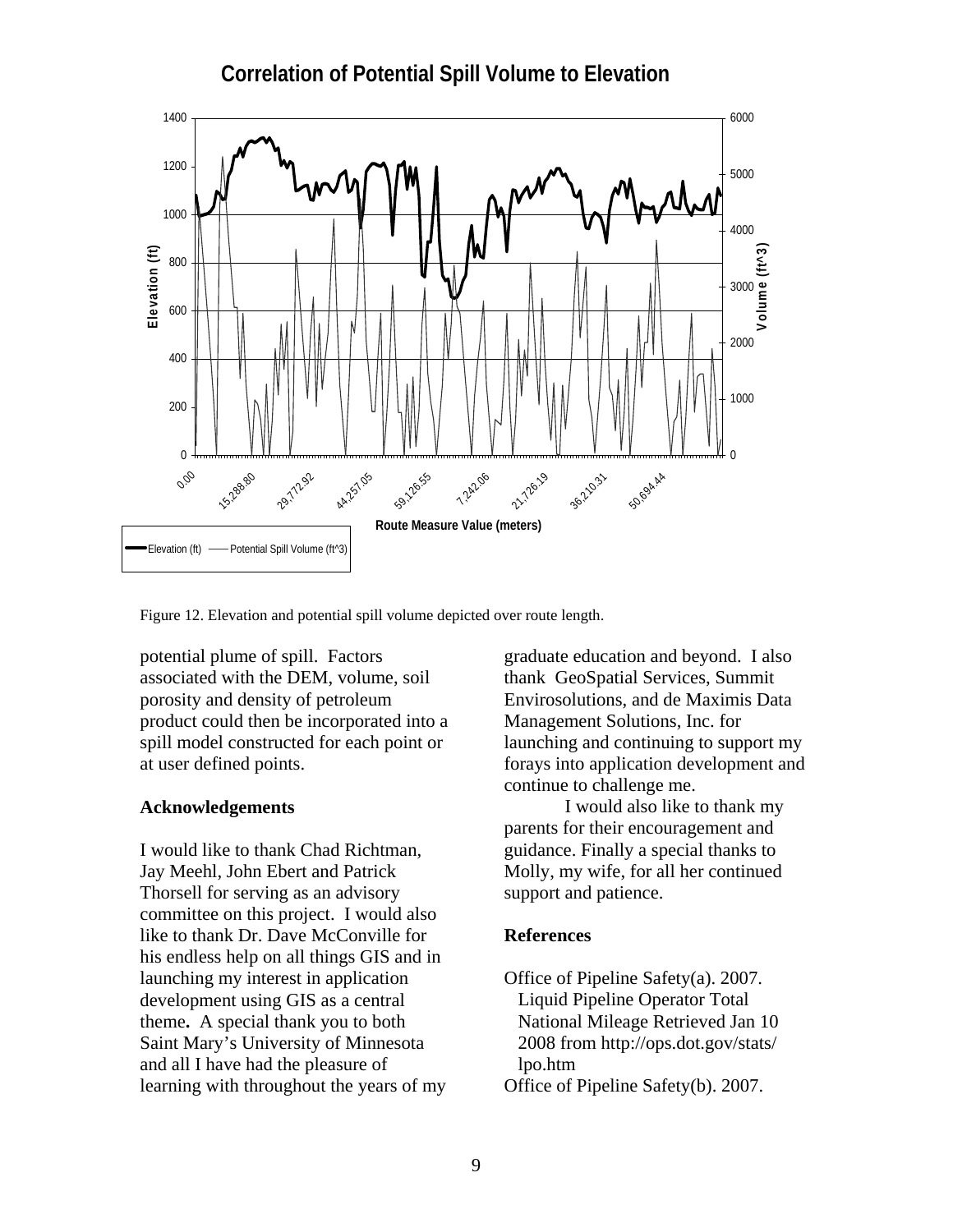Figure 12. Elevation and potential spill volume depicted over route length.

potential plume of spill. Factors associated with the DEM, volume, soil porosity and density of petroleum product could then be incorporated into a spill model constructed for each point or at user defined points.

### Acknowledgements

I would like to thank Chad Richtman, Jay Meehl, John Ebert and Patrick Thorsell for serving as an advisory committee on this project. I would also like to thank Dr. Dave McConville for his endless help on all things GIS and in launching my interest in application development using GIS as a central theme**.** A special thank you to both Saint Mary's University of Minnesota and all I have had the pleasure of learning with throughout the years of my graduate education and beyond. I also thank GeoSpatial Services, Summit Envirosolutions, and de Maximis Data Management Solutions, Inc. for launching and continuing to support my forays into application development and continue to challenge me.

I would also like to thank my parents for their encouragement and guidance. Finally a special thanks to Molly, my wife, for all her continued support and patience.

### References

Office of Pipeline Safety(a). 2007. Liquid Pipeline Operator Total National Mileage Retrieved Jan 10 2008 from http://ops.dot.gov/stats/lpo.htm

Office of Pipeline Safety(b). 2007.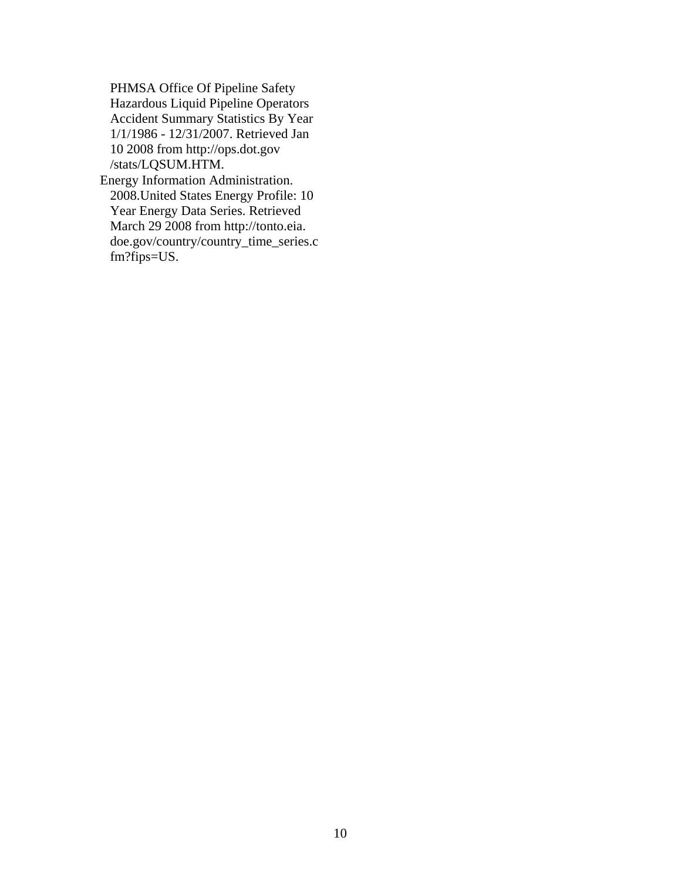PHMSA Office Of Pipeline Safety Hazardous Liquid Pipeline Operators Accident Summary Statistics By Year 1/1/1986 - 12/31/2007. Retrieved Jan 10 2008 from http://ops.dot.gov/stats/LQSUM.HTM.

Energy Information Administration. 2008.United States Energy Profile: 10 Year Energy Data Series. Retrieved March 29 2008 from http://tonto.eia.doe.gov/country/country_time_series.cfm?fips=US.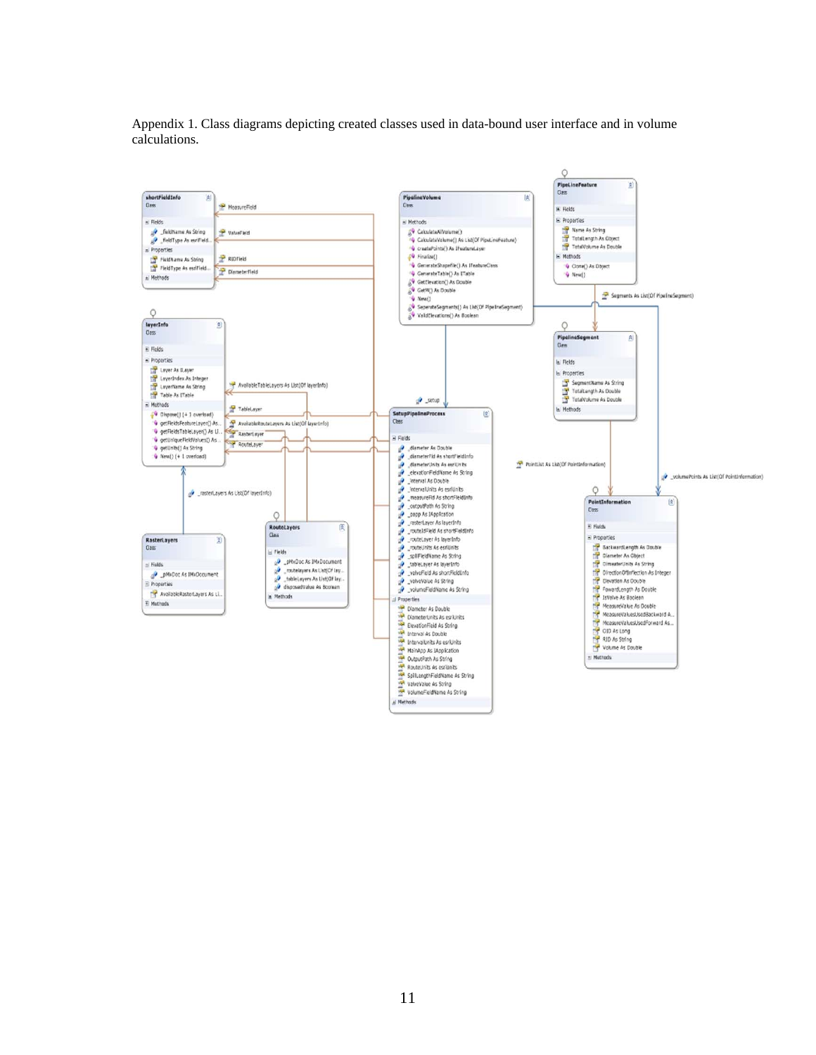Appendix 1. Class diagrams depicting created classes used in data-bound user interface and in volume calculations.

shortFieldInfo
Class
Fields
_fieldName As String
_fieldType As esriField...
Properties
FieldName As String
FieldType As esriField...
Methods

MeasureField
ValveField
RIDField
DiameterField

PipelineVolume
Class
Methods
CalculateAllVolume()
CalculateVolume() As List(Of PipeLineFeature)
createPoints() As IFeatureLayer
Finalize()
GenerateShapefile() As IFeatureClass
GenerateTable() As ITable
GetElevation() As Double
GetW() As Double
New()
SeperateSegments() As List(Of PipelineSegment)
ValidElevations() As Boolean

PipeLineFeature
Class
Fields
Properties
Name As String
TotalLength As Object
TotalVolume As Double
Methods
Clone() As Object
New()

Segments As List(Of PipelineSegment)

PipelineSegment
Class
Fields
Properties
SegmentName As String
TotalLength As Double
TotalVolume As Double
Methods

layerInfo
Class
Fields
Properties
Layer As ILayer
LayerIndex As Integer
LayerName As String
Table As ITable
Methods
Dispose() (+ 1 overload)
getFieldsFeatureLayer() As...
getFieldsTableLayer() As L...
getUniqueFieldValues() As...
getUnits() As String
New() (+ 1 overload)

AvailableTableLayers As List(Of layerInfo)
TableLayer
AvailableRouteLayers As List(Of layerInfo)
RasterLayer
RouteLayer

_setup

SetupPipelineProcess
Class
Fields
_diameter As Double
_diameterFld As shortFieldInfo
_diameterUnits As esriUnits
_elevationFieldName As String
_interval As Double
_intervalUnits As esriUnits
_measureFld As shortFieldInfo
_outputPath As String
_papp As IApplication
_rasterLayer As layerInfo
_routeIdField As shortFieldInfo
_routeLayer As layerInfo
_routeUnits As esriUnits
_spillFieldName As String
_tableLayer As layerInfo
_valveField As shortFieldInfo
_valveValue As String
_volumeFieldName As String
Properties
Diameter As Double
DiameterUnits As esriUnits
ElevationField As String
Interval As Double
IntervalUnits As esriUnits
MainApp As IApplication
OutputPath As String
RouteUnits As esriUnits
SpillLengthFieldName As String
ValveValue As String
VolumeFieldName As String
Methods

PointList As List(Of PointInformation)
_volumePoints As List(Of PointInformation)

PointInformation
Class
Fields
Properties
BackwardLength As Double
Diameter As Object
DimaterUnits As String
DirectionOfInflection As Integer
Elevation As Double
FowardLength As Double
IsValve As Boolean
MeasureValue As Double
MeasureValuesUsedBackward A...
MeasureValuesUsedForward As...
OID As Long
RID As String
Volume As Double
Methods

_rasterLayers As List(Of layerInfo)

RasterLayers
Class
Fields
_pMxDoc As IMxDocument
Properties
AvailableRasterLayers As Li...
Methods

RouteLayers
Class
Fields
_pMxDoc As IMxDocument
_routeLayers As List(Of lay...
_tableLayers As List(Of lay...
disposedValue As Boolean
Methods